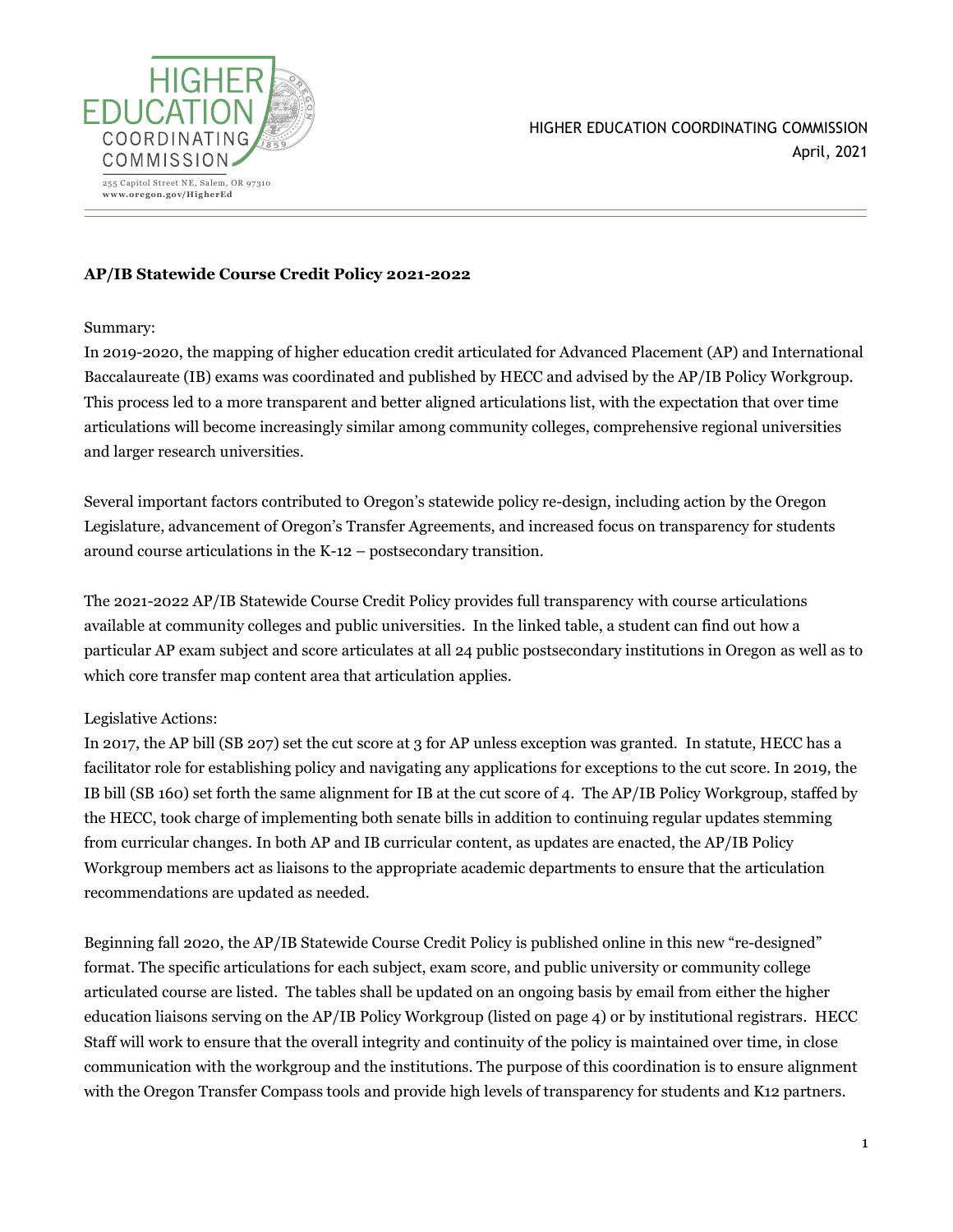HIGHER EDUCATION COORDINATING COMMISSION

255 Capitol Street NE, Salem, OR 97310
www.oregon.gov/HigherEd

HIGHER EDUCATION COORDINATING COMMISSION
April, 2021

**AP/IB Statewide Course Credit Policy 2021-2022**

Summary:

In 2019-2020, the mapping of higher education credit articulated for Advanced Placement (AP) and International Baccalaureate (IB) exams was coordinated and published by HECC and advised by the AP/IB Policy Workgroup. This process led to a more transparent and better aligned articulations list, with the expectation that over time articulations will become increasingly similar among community colleges, comprehensive regional universities and larger research universities.

Several important factors contributed to Oregon's statewide policy re-design, including action by the Oregon Legislature, advancement of Oregon's Transfer Agreements, and increased focus on transparency for students around course articulations in the K-12 – postsecondary transition.

The 2021-2022 AP/IB Statewide Course Credit Policy provides full transparency with course articulations available at community colleges and public universities. In the linked table, a student can find out how a particular AP exam subject and score articulates at all 24 public postsecondary institutions in Oregon as well as to which core transfer map content area that articulation applies.

Legislative Actions:

In 2017, the AP bill (SB 207) set the cut score at 3 for AP unless exception was granted. In statute, HECC has a facilitator role for establishing policy and navigating any applications for exceptions to the cut score. In 2019, the IB bill (SB 160) set forth the same alignment for IB at the cut score of 4. The AP/IB Policy Workgroup, staffed by the HECC, took charge of implementing both senate bills in addition to continuing regular updates stemming from curricular changes. In both AP and IB curricular content, as updates are enacted, the AP/IB Policy Workgroup members act as liaisons to the appropriate academic departments to ensure that the articulation recommendations are updated as needed.

Beginning fall 2020, the AP/IB Statewide Course Credit Policy is published online in this new "re-designed" format. The specific articulations for each subject, exam score, and public university or community college articulated course are listed. The tables shall be updated on an ongoing basis by email from either the higher education liaisons serving on the AP/IB Policy Workgroup (listed on page 4) or by institutional registrars. HECC Staff will work to ensure that the overall integrity and continuity of the policy is maintained over time, in close communication with the workgroup and the institutions. The purpose of this coordination is to ensure alignment with the Oregon Transfer Compass tools and provide high levels of transparency for students and K12 partners.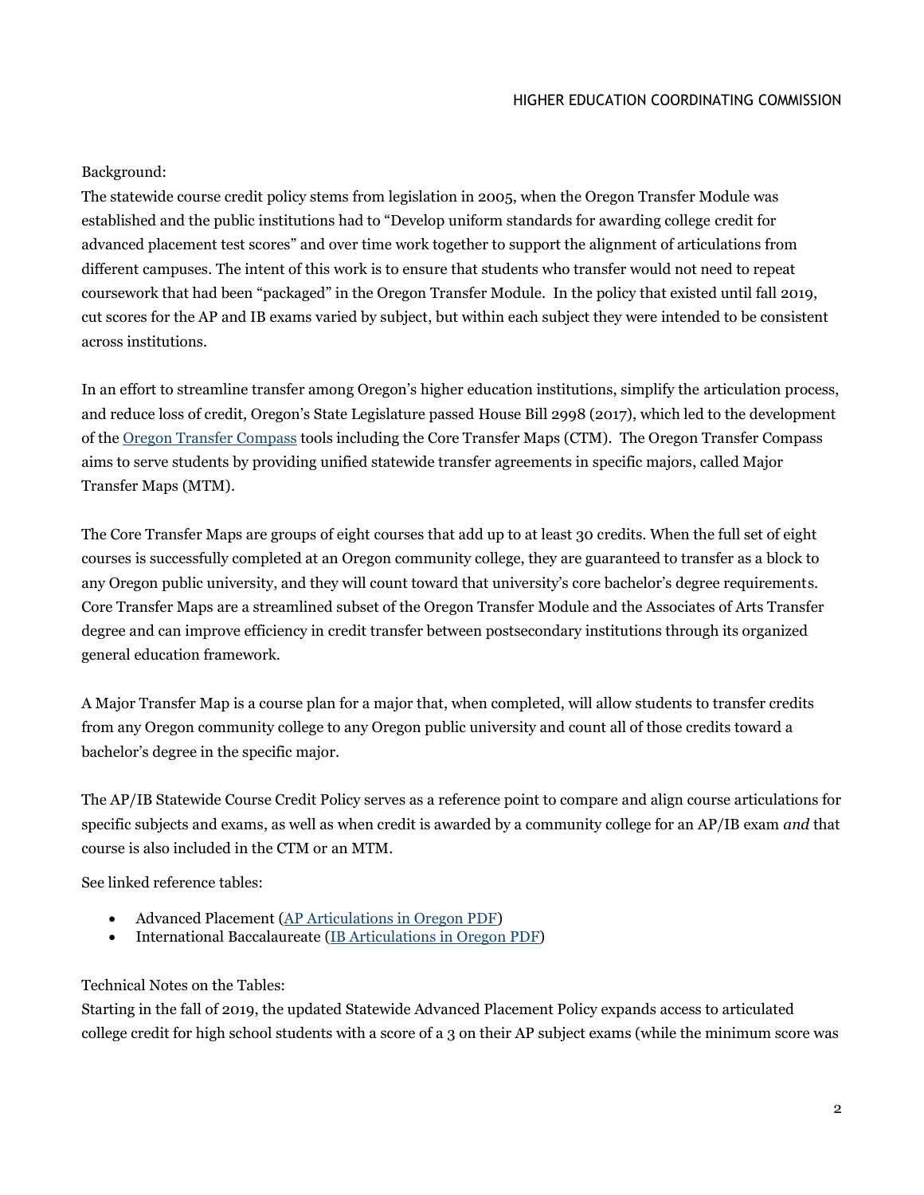Background:

The statewide course credit policy stems from legislation in 2005, when the Oregon Transfer Module was established and the public institutions had to "Develop uniform standards for awarding college credit for advanced placement test scores" and over time work together to support the alignment of articulations from different campuses. The intent of this work is to ensure that students who transfer would not need to repeat coursework that had been "packaged" in the Oregon Transfer Module. In the policy that existed until fall 2019, cut scores for the AP and IB exams varied by subject, but within each subject they were intended to be consistent across institutions.

In an effort to streamline transfer among Oregon's higher education institutions, simplify the articulation process, and reduce loss of credit, Oregon's State Legislature passed House Bill 2998 (2017), which led to the development of the [Oregon Transfer Compass](#) tools including the Core Transfer Maps (CTM). The Oregon Transfer Compass aims to serve students by providing unified statewide transfer agreements in specific majors, called Major Transfer Maps (MTM).

The Core Transfer Maps are groups of eight courses that add up to at least 30 credits. When the full set of eight courses is successfully completed at an Oregon community college, they are guaranteed to transfer as a block to any Oregon public university, and they will count toward that university's core bachelor's degree requirements. Core Transfer Maps are a streamlined subset of the Oregon Transfer Module and the Associates of Arts Transfer degree and can improve efficiency in credit transfer between postsecondary institutions through its organized general education framework.

A Major Transfer Map is a course plan for a major that, when completed, will allow students to transfer credits from any Oregon community college to any Oregon public university and count all of those credits toward a bachelor's degree in the specific major.

The AP/IB Statewide Course Credit Policy serves as a reference point to compare and align course articulations for specific subjects and exams, as well as when credit is awarded by a community college for an AP/IB exam *and* that course is also included in the CTM or an MTM.

See linked reference tables:

- Advanced Placement ([AP Articulations in Oregon PDF](#))
- International Baccalaureate ([IB Articulations in Oregon PDF](#))

Technical Notes on the Tables:

Starting in the fall of 2019, the updated Statewide Advanced Placement Policy expands access to articulated college credit for high school students with a score of a 3 on their AP subject exams (while the minimum score was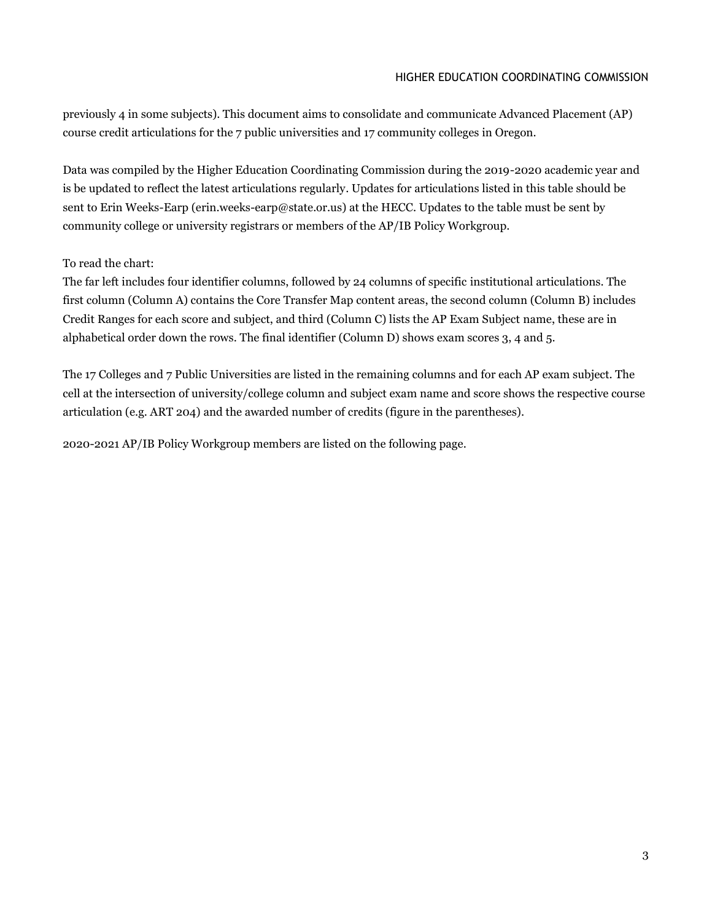previously 4 in some subjects). This document aims to consolidate and communicate Advanced Placement (AP) course credit articulations for the 7 public universities and 17 community colleges in Oregon.

Data was compiled by the Higher Education Coordinating Commission during the 2019-2020 academic year and is be updated to reflect the latest articulations regularly. Updates for articulations listed in this table should be sent to Erin Weeks-Earp (erin.weeks-earp@state.or.us) at the HECC. Updates to the table must be sent by community college or university registrars or members of the AP/IB Policy Workgroup.

To read the chart:
The far left includes four identifier columns, followed by 24 columns of specific institutional articulations. The first column (Column A) contains the Core Transfer Map content areas, the second column (Column B) includes Credit Ranges for each score and subject, and third (Column C) lists the AP Exam Subject name, these are in alphabetical order down the rows. The final identifier (Column D) shows exam scores 3, 4 and 5.

The 17 Colleges and 7 Public Universities are listed in the remaining columns and for each AP exam subject. The cell at the intersection of university/college column and subject exam name and score shows the respective course articulation (e.g. ART 204) and the awarded number of credits (figure in the parentheses).

2020-2021 AP/IB Policy Workgroup members are listed on the following page.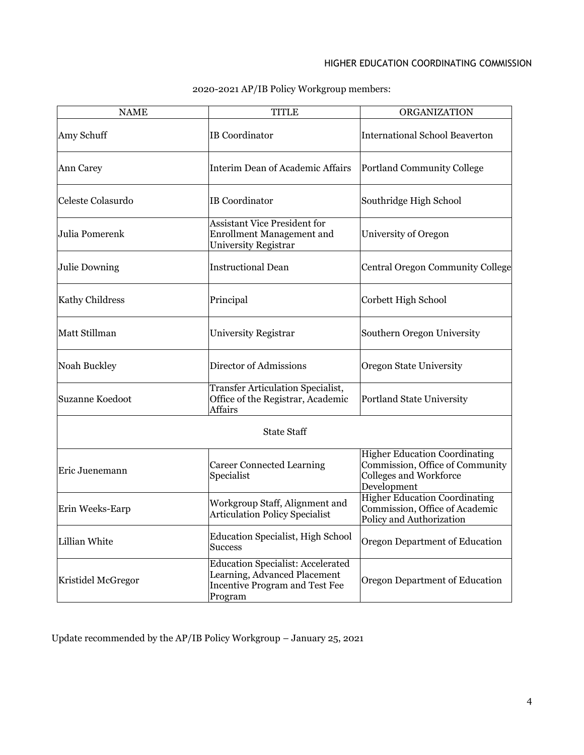2020-2021 AP/IB Policy Workgroup members:

| NAME | TITLE | ORGANIZATION |
|---|---|---|
| Amy Schuff | IB Coordinator | International School Beaverton |
| Ann Carey | Interim Dean of Academic Affairs | Portland Community College |
| Celeste Colasurdo | IB Coordinator | Southridge High School |
| Julia Pomerenk | Assistant Vice President for Enrollment Management and University Registrar | University of Oregon |
| Julie Downing | Instructional Dean | Central Oregon Community College |
| Kathy Childress | Principal | Corbett High School |
| Matt Stillman | University Registrar | Southern Oregon University |
| Noah Buckley | Director of Admissions | Oregon State University |
| Suzanne Koedoot | Transfer Articulation Specialist, Office of the Registrar, Academic Affairs | Portland State University |
| State Staff | | |
| Eric Juenemann | Career Connected Learning Specialist | Higher Education Coordinating Commission, Office of Community Colleges and Workforce Development |
| Erin Weeks-Earp | Workgroup Staff, Alignment and Articulation Policy Specialist | Higher Education Coordinating Commission, Office of Academic Policy and Authorization |
| Lillian White | Education Specialist, High School Success | Oregon Department of Education |
| Kristidel McGregor | Education Specialist: Accelerated Learning, Advanced Placement Incentive Program and Test Fee Program | Oregon Department of Education |

Update recommended by the AP/IB Policy Workgroup – January 25, 2021